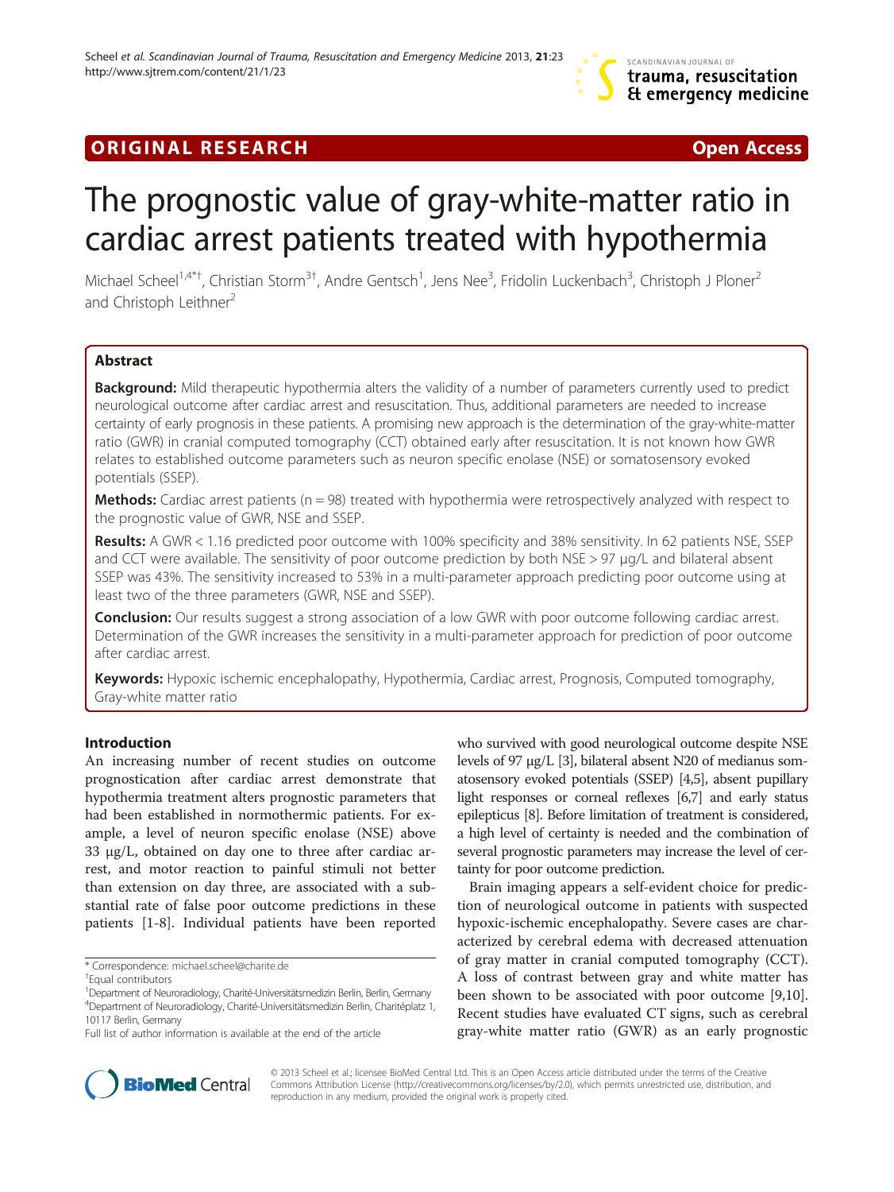ORIGINAL RESEARCH Open Access

# The prognostic value of gray-white-matter ratio in cardiac arrest patients treated with hypothermia

Michael Scheel[1,4*†], Christian Storm[3†], Andre Gentsch[1], Jens Nee[3], Fridolin Luckenbach[3], Christoph J Ploner[2] and Christoph Leithner[2]

## Abstract

**Background:** Mild therapeutic hypothermia alters the validity of a number of parameters currently used to predict neurological outcome after cardiac arrest and resuscitation. Thus, additional parameters are needed to increase certainty of early prognosis in these patients. A promising new approach is the determination of the gray-white-matter ratio (GWR) in cranial computed tomography (CCT) obtained early after resuscitation. It is not known how GWR relates to established outcome parameters such as neuron specific enolase (NSE) or somatosensory evoked potentials (SSEP).

**Methods:** Cardiac arrest patients (n = 98) treated with hypothermia were retrospectively analyzed with respect to the prognostic value of GWR, NSE and SSEP.

**Results:** A GWR < 1.16 predicted poor outcome with 100% specificity and 38% sensitivity. In 62 patients NSE, SSEP and CCT were available. The sensitivity of poor outcome prediction by both NSE > 97 μg/L and bilateral absent SSEP was 43%. The sensitivity increased to 53% in a multi-parameter approach predicting poor outcome using at least two of the three parameters (GWR, NSE and SSEP).

**Conclusion:** Our results suggest a strong association of a low GWR with poor outcome following cardiac arrest. Determination of the GWR increases the sensitivity in a multi-parameter approach for prediction of poor outcome after cardiac arrest.

**Keywords:** Hypoxic ischemic encephalopathy, Hypothermia, Cardiac arrest, Prognosis, Computed tomography, Gray-white matter ratio

## Introduction

An increasing number of recent studies on outcome prognostication after cardiac arrest demonstrate that hypothermia treatment alters prognostic parameters that had been established in normothermic patients. For example, a level of neuron specific enolase (NSE) above 33 μg/L, obtained on day one to three after cardiac arrest, and motor reaction to painful stimuli not better than extension on day three, are associated with a substantial rate of false poor outcome predictions in these patients [1-8]. Individual patients have been reported who survived with good neurological outcome despite NSE levels of 97 μg/L [3], bilateral absent N20 of medianus somatosensory evoked potentials (SSEP) [4,5], absent pupillary light responses or corneal reflexes [6,7] and early status epilepticus [8]. Before limitation of treatment is considered, a high level of certainty is needed and the combination of several prognostic parameters may increase the level of certainty for poor outcome prediction.

Brain imaging appears a self-evident choice for prediction of neurological outcome in patients with suspected hypoxic-ischemic encephalopathy. Severe cases are characterized by cerebral edema with decreased attenuation of gray matter in cranial computed tomography (CCT). A loss of contrast between gray and white matter has been shown to be associated with poor outcome [9,10]. Recent studies have evaluated CT signs, such as cerebral gray-white matter ratio (GWR) as an early prognostic

---

\* Correspondence: michael.scheel@charite.de
†Equal contributors
[1]Department of Neuroradiology, Charité-Universitätsmedizin Berlin, Berlin, Germany
[4]Department of Neuroradiology, Charité-Universitätsmedizin Berlin, Charitéplatz 1, 10117 Berlin, Germany
Full list of author information is available at the end of the article

© 2013 Scheel et al.; licensee BioMed Central Ltd. This is an Open Access article distributed under the terms of the Creative Commons Attribution License (http://creativecommons.org/licenses/by/2.0), which permits unrestricted use, distribution, and reproduction in any medium, provided the original work is properly cited.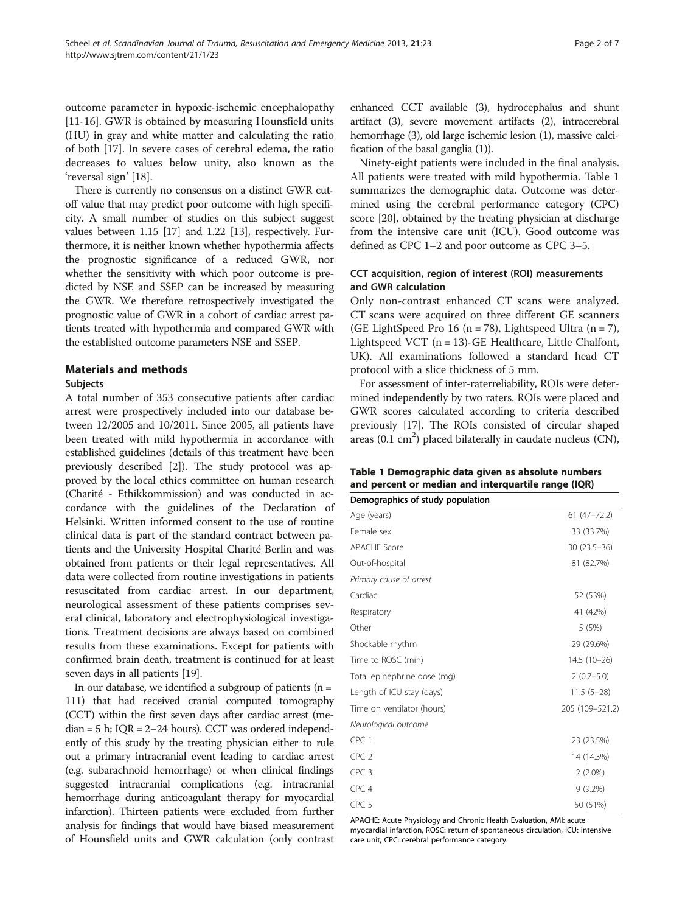outcome parameter in hypoxic-ischemic encephalopathy [11-16]. GWR is obtained by measuring Hounsfield units (HU) in gray and white matter and calculating the ratio of both [17]. In severe cases of cerebral edema, the ratio decreases to values below unity, also known as the 'reversal sign' [18].

There is currently no consensus on a distinct GWR cutoff value that may predict poor outcome with high specificity. A small number of studies on this subject suggest values between 1.15 [17] and 1.22 [13], respectively. Furthermore, it is neither known whether hypothermia affects the prognostic significance of a reduced GWR, nor whether the sensitivity with which poor outcome is predicted by NSE and SSEP can be increased by measuring the GWR. We therefore retrospectively investigated the prognostic value of GWR in a cohort of cardiac arrest patients treated with hypothermia and compared GWR with the established outcome parameters NSE and SSEP.

## Materials and methods

### Subjects

A total number of 353 consecutive patients after cardiac arrest were prospectively included into our database between 12/2005 and 10/2011. Since 2005, all patients have been treated with mild hypothermia in accordance with established guidelines (details of this treatment have been previously described [2]). The study protocol was approved by the local ethics committee on human research (Charité - Ethikkommission) and was conducted in accordance with the guidelines of the Declaration of Helsinki. Written informed consent to the use of routine clinical data is part of the standard contract between patients and the University Hospital Charité Berlin and was obtained from patients or their legal representatives. All data were collected from routine investigations in patients resuscitated from cardiac arrest. In our department, neurological assessment of these patients comprises several clinical, laboratory and electrophysiological investigations. Treatment decisions are always based on combined results from these examinations. Except for patients with confirmed brain death, treatment is continued for at least seven days in all patients [19].

In our database, we identified a subgroup of patients (n = 111) that had received cranial computed tomography (CCT) within the first seven days after cardiac arrest (median = 5 h; IQR = 2–24 hours). CCT was ordered independently of this study by the treating physician either to rule out a primary intracranial event leading to cardiac arrest (e.g. subarachnoid hemorrhage) or when clinical findings suggested intracranial complications (e.g. intracranial hemorrhage during anticoagulant therapy for myocardial infarction). Thirteen patients were excluded from further analysis for findings that would have biased measurement of Hounsfield units and GWR calculation (only contrast enhanced CCT available (3), hydrocephalus and shunt artifact (3), severe movement artifacts (2), intracerebral hemorrhage (3), old large ischemic lesion (1), massive calcification of the basal ganglia (1)).

Ninety-eight patients were included in the final analysis. All patients were treated with mild hypothermia. Table 1 summarizes the demographic data. Outcome was determined using the cerebral performance category (CPC) score [20], obtained by the treating physician at discharge from the intensive care unit (ICU). Good outcome was defined as CPC 1–2 and poor outcome as CPC 3–5.

### CCT acquisition, region of interest (ROI) measurements and GWR calculation

Only non-contrast enhanced CT scans were analyzed. CT scans were acquired on three different GE scanners (GE LightSpeed Pro 16 (n = 78), Lightspeed Ultra (n = 7), Lightspeed VCT (n = 13)-GE Healthcare, Little Chalfont, UK). All examinations followed a standard head CT protocol with a slice thickness of 5 mm.

For assessment of inter-raterreliability, ROIs were determined independently by two raters. ROIs were placed and GWR scores calculated according to criteria described previously [17]. The ROIs consisted of circular shaped areas (0.1 $cm^2$) placed bilaterally in caudate nucleus (CN),

**Table 1 Demographic data given as absolute numbers and percent or median and interquartile range (IQR)**

| Demographics of study population | |
|---|---|
| Age (years) | 61 (47–72.2) |
| Female sex | 33 (33.7%) |
| APACHE Score | 30 (23.5–36) |
| Out-of-hospital | 81 (82.7%) |
| *Primary cause of arrest* | |
| Cardiac | 52 (53%) |
| Respiratory | 41 (42%) |
| Other | 5 (5%) |
| Shockable rhythm | 29 (29.6%) |
| Time to ROSC (min) | 14.5 (10–26) |
| Total epinephrine dose (mg) | 2 (0.7–5.0) |
| Length of ICU stay (days) | 11.5 (5–28) |
| Time on ventilator (hours) | 205 (109–521.2) |
| *Neurological outcome* | |
| CPC 1 | 23 (23.5%) |
| CPC 2 | 14 (14.3%) |
| CPC 3 | 2 (2.0%) |
| CPC 4 | 9 (9.2%) |
| CPC 5 | 50 (51%) |

APACHE: Acute Physiology and Chronic Health Evaluation, AMI: acute myocardial infarction, ROSC: return of spontaneous circulation, ICU: intensive care unit, CPC: cerebral performance category.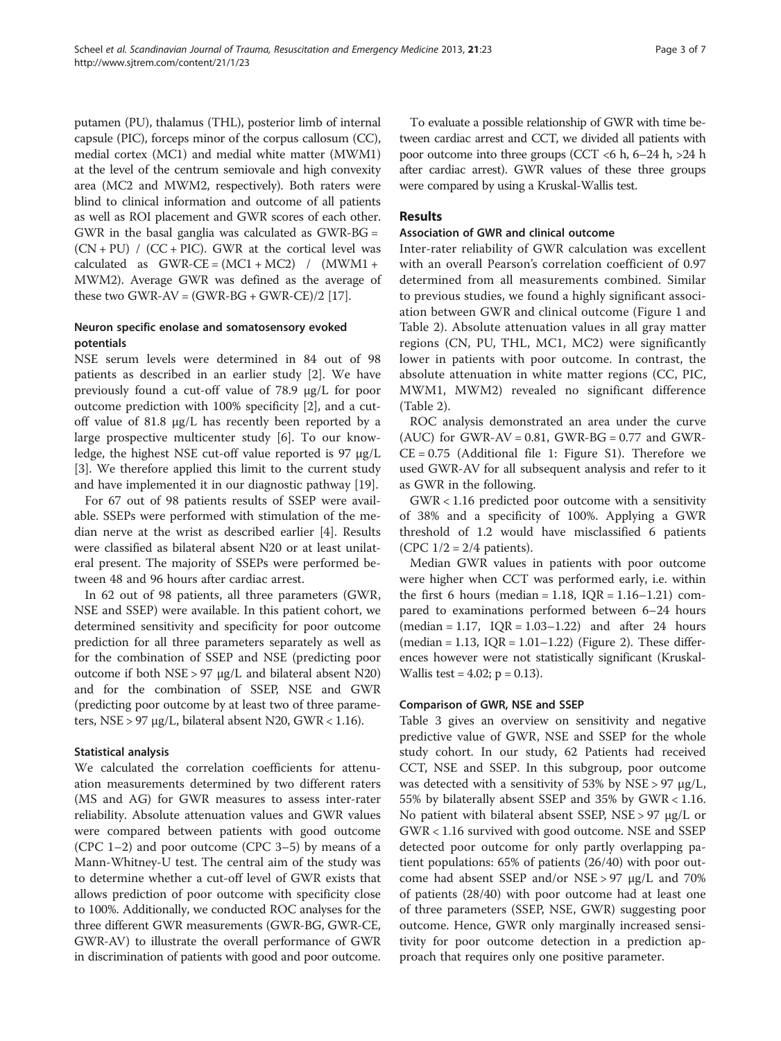putamen (PU), thalamus (THL), posterior limb of internal capsule (PIC), forceps minor of the corpus callosum (CC), medial cortex (MC1) and medial white matter (MWM1) at the level of the centrum semiovale and high convexity area (MC2 and MWM2, respectively). Both raters were blind to clinical information and outcome of all patients as well as ROI placement and GWR scores of each other. GWR in the basal ganglia was calculated as GWR-BG = (CN + PU) / (CC + PIC). GWR at the cortical level was calculated as GWR-CE = (MC1 + MC2) / (MWM1 + MWM2). Average GWR was defined as the average of these two GWR-AV = (GWR-BG + GWR-CE)/2 [17].

### Neuron specific enolase and somatosensory evoked potentials

NSE serum levels were determined in 84 out of 98 patients as described in an earlier study [2]. We have previously found a cut-off value of 78.9 μg/L for poor outcome prediction with 100% specificity [2], and a cut-off value of 81.8 μg/L has recently been reported by a large prospective multicenter study [6]. To our knowledge, the highest NSE cut-off value reported is 97 μg/L [3]. We therefore applied this limit to the current study and have implemented it in our diagnostic pathway [19].

For 67 out of 98 patients results of SSEP were available. SSEPs were performed with stimulation of the median nerve at the wrist as described earlier [4]. Results were classified as bilateral absent N20 or at least unilateral present. The majority of SSEPs were performed between 48 and 96 hours after cardiac arrest.

In 62 out of 98 patients, all three parameters (GWR, NSE and SSEP) were available. In this patient cohort, we determined sensitivity and specificity for poor outcome prediction for all three parameters separately as well as for the combination of SSEP and NSE (predicting poor outcome if both NSE > 97 μg/L and bilateral absent N20) and for the combination of SSEP, NSE and GWR (predicting poor outcome by at least two of three parameters, NSE > 97 μg/L, bilateral absent N20, GWR < 1.16).

### Statistical analysis

We calculated the correlation coefficients for attenuation measurements determined by two different raters (MS and AG) for GWR measures to assess inter-rater reliability. Absolute attenuation values and GWR values were compared between patients with good outcome (CPC 1–2) and poor outcome (CPC 3–5) by means of a Mann-Whitney-U test. The central aim of the study was to determine whether a cut-off level of GWR exists that allows prediction of poor outcome with specificity close to 100%. Additionally, we conducted ROC analyses for the three different GWR measurements (GWR-BG, GWR-CE, GWR-AV) to illustrate the overall performance of GWR in discrimination of patients with good and poor outcome.

To evaluate a possible relationship of GWR with time between cardiac arrest and CCT, we divided all patients with poor outcome into three groups (CCT <6 h, 6–24 h, >24 h after cardiac arrest). GWR values of these three groups were compared by using a Kruskal-Wallis test.

## Results

### Association of GWR and clinical outcome

Inter-rater reliability of GWR calculation was excellent with an overall Pearson's correlation coefficient of 0.97 determined from all measurements combined. Similar to previous studies, we found a highly significant association between GWR and clinical outcome (Figure 1 and Table 2). Absolute attenuation values in all gray matter regions (CN, PU, THL, MC1, MC2) were significantly lower in patients with poor outcome. In contrast, the absolute attenuation in white matter regions (CC, PIC, MWM1, MWM2) revealed no significant difference (Table 2).

ROC analysis demonstrated an area under the curve (AUC) for GWR-AV = 0.81, GWR-BG = 0.77 and GWR-CE = 0.75 (Additional file 1: Figure S1). Therefore we used GWR-AV for all subsequent analysis and refer to it as GWR in the following.

GWR < 1.16 predicted poor outcome with a sensitivity of 38% and a specificity of 100%. Applying a GWR threshold of 1.2 would have misclassified 6 patients (CPC 1/2 = 2/4 patients).

Median GWR values in patients with poor outcome were higher when CCT was performed early, i.e. within the first 6 hours (median = 1.18, IQR = 1.16–1.21) compared to examinations performed between 6–24 hours (median = 1.17, IQR = 1.03–1.22) and after 24 hours (median = 1.13, IQR = 1.01–1.22) (Figure 2). These differences however were not statistically significant (Kruskal-Wallis test = 4.02; $p = 0.13$).

### Comparison of GWR, NSE and SSEP

Table 3 gives an overview on sensitivity and negative predictive value of GWR, NSE and SSEP for the whole study cohort. In our study, 62 Patients had received CCT, NSE and SSEP. In this subgroup, poor outcome was detected with a sensitivity of 53% by NSE > 97 μg/L, 55% by bilaterally absent SSEP and 35% by GWR < 1.16. No patient with bilateral absent SSEP, NSE > 97 μg/L or GWR < 1.16 survived with good outcome. NSE and SSEP detected poor outcome for only partly overlapping patient populations: 65% of patients (26/40) with poor outcome had absent SSEP and/or NSE > 97 μg/L and 70% of patients (28/40) with poor outcome had at least one of three parameters (SSEP, NSE, GWR) suggesting poor outcome. Hence, GWR only marginally increased sensitivity for poor outcome detection in a prediction approach that requires only one positive parameter.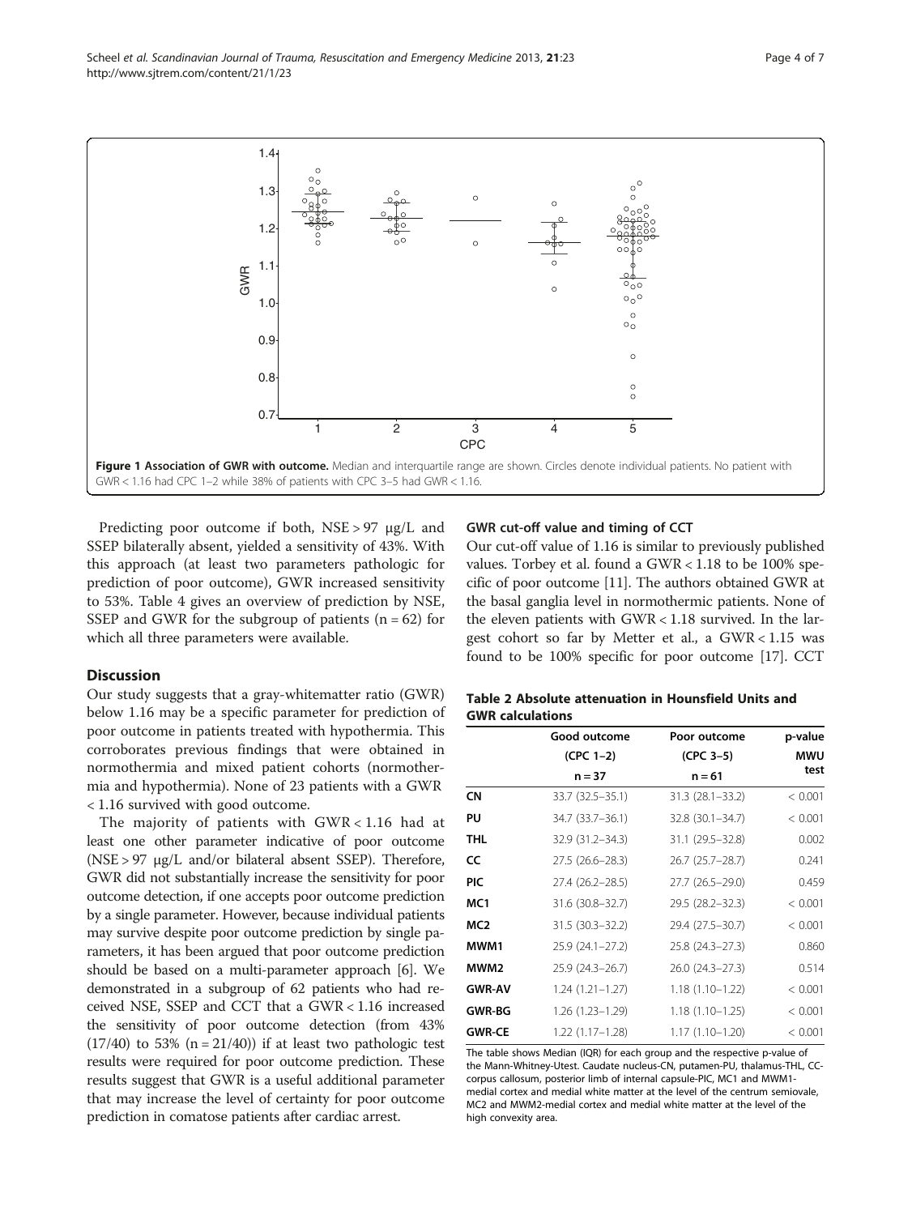Figure 1 Association of GWR with outcome. Median and interquartile range are shown. Circles denote individual patients. No patient with GWR < 1.16 had CPC 1–2 while 38% of patients with CPC 3–5 had GWR < 1.16.

Predicting poor outcome if both, NSE > 97 μg/L and SSEP bilaterally absent, yielded a sensitivity of 43%. With this approach (at least two parameters pathologic for prediction of poor outcome), GWR increased sensitivity to 53%. Table 4 gives an overview of prediction by NSE, SSEP and GWR for the subgroup of patients (n = 62) for which all three parameters were available.

## Discussion

Our study suggests that a gray-whitematter ratio (GWR) below 1.16 may be a specific parameter for prediction of poor outcome in patients treated with hypothermia. This corroborates previous findings that were obtained in normothermia and mixed patient cohorts (normothermia and hypothermia). None of 23 patients with a GWR < 1.16 survived with good outcome.

The majority of patients with GWR < 1.16 had at least one other parameter indicative of poor outcome (NSE > 97 μg/L and/or bilateral absent SSEP). Therefore, GWR did not substantially increase the sensitivity for poor outcome detection, if one accepts poor outcome prediction by a single parameter. However, because individual patients may survive despite poor outcome prediction by single parameters, it has been argued that poor outcome prediction should be based on a multi-parameter approach [6]. We demonstrated in a subgroup of 62 patients who had received NSE, SSEP and CCT that a GWR < 1.16 increased the sensitivity of poor outcome detection (from 43% (17/40) to 53% (n = 21/40)) if at least two pathologic test results were required for poor outcome prediction. These results suggest that GWR is a useful additional parameter that may increase the level of certainty for poor outcome prediction in comatose patients after cardiac arrest.

### GWR cut-off value and timing of CCT

Our cut-off value of 1.16 is similar to previously published values. Torbey et al. found a GWR < 1.18 to be 100% specific of poor outcome [11]. The authors obtained GWR at the basal ganglia level in normothermic patients. None of the eleven patients with GWR < 1.18 survived. In the largest cohort so far by Metter et al., a GWR < 1.15 was found to be 100% specific for poor outcome [17]. CCT

**Table 2 Absolute attenuation in Hounsfield Units and GWR calculations**

| | Good outcome (CPC 1–2) n = 37 | Poor outcome (CPC 3–5) n = 61 | p-value MWU test |
|---|---|---|---|
| **CN** | 33.7 (32.5–35.1) | 31.3 (28.1–33.2) | < 0.001 |
| **PU** | 34.7 (33.7–36.1) | 32.8 (30.1–34.7) | < 0.001 |
| **THL** | 32.9 (31.2–34.3) | 31.1 (29.5–32.8) | 0.002 |
| **CC** | 27.5 (26.6–28.3) | 26.7 (25.7–28.7) | 0.241 |
| **PIC** | 27.4 (26.2–28.5) | 27.7 (26.5–29.0) | 0.459 |
| **MC1** | 31.6 (30.8–32.7) | 29.5 (28.2–32.3) | < 0.001 |
| **MC2** | 31.5 (30.3–32.2) | 29.4 (27.5–30.7) | < 0.001 |
| **MWM1** | 25.9 (24.1–27.2) | 25.8 (24.3–27.3) | 0.860 |
| **MWM2** | 25.9 (24.3–26.7) | 26.0 (24.3–27.3) | 0.514 |
| **GWR-AV** | 1.24 (1.21–1.27) | 1.18 (1.10–1.22) | < 0.001 |
| **GWR-BG** | 1.26 (1.23–1.29) | 1.18 (1.10–1.25) | < 0.001 |
| **GWR-CE** | 1.22 (1.17–1.28) | 1.17 (1.10–1.20) | < 0.001 |

The table shows Median (IQR) for each group and the respective p-value of the Mann-Whitney-Utest. Caudate nucleus-CN, putamen-PU, thalamus-THL, CC-corpus callosum, posterior limb of internal capsule-PIC, MC1 and MWM1-medial cortex and medial white matter at the level of the centrum semiovale, MC2 and MWM2-medial cortex and medial white matter at the level of the high convexity area.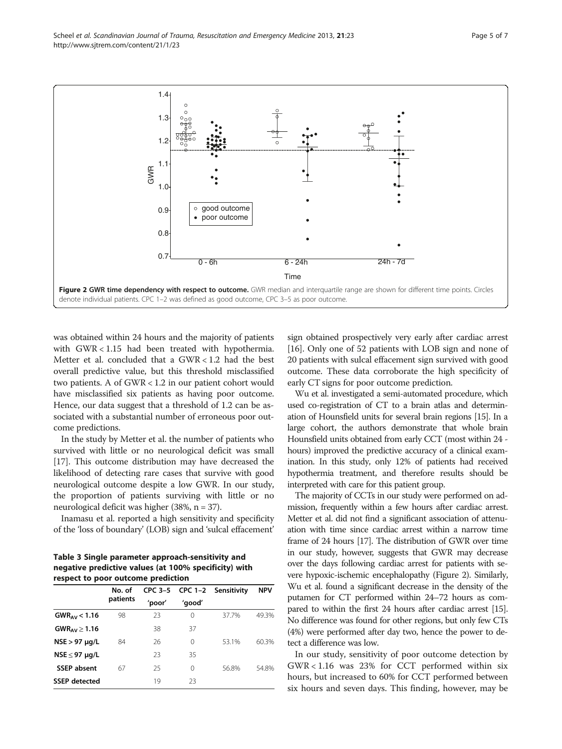**Figure 2 GWR time dependency with respect to outcome.** GWR median and interquartile range are shown for different time points. Circles denote individual patients. CPC 1–2 was defined as good outcome, CPC 3–5 as poor outcome.

was obtained within 24 hours and the majority of patients with GWR < 1.15 had been treated with hypothermia. Metter et al. concluded that a GWR < 1.2 had the best overall predictive value, but this threshold misclassified two patients. A of GWR < 1.2 in our patient cohort would have misclassified six patients as having poor outcome. Hence, our data suggest that a threshold of 1.2 can be associated with a substantial number of erroneous poor outcome predictions.

In the study by Metter et al. the number of patients who survived with little or no neurological deficit was small [17]. This outcome distribution may have decreased the likelihood of detecting rare cases that survive with good neurological outcome despite a low GWR. In our study, the proportion of patients surviving with little or no neurological deficit was higher (38%, n = 37).

Inamasu et al. reported a high sensitivity and specificity of the 'loss of boundary' (LOB) sign and 'sulcal effacement' sign obtained prospectively very early after cardiac arrest [16]. Only one of 52 patients with LOB sign and none of 20 patients with sulcal effacement sign survived with good outcome. These data corroborate the high specificity of early CT signs for poor outcome prediction.

**Table 3 Single parameter approach-sensitivity and negative predictive values (at 100% specificity) with respect to poor outcome prediction**

| | No. of patients | CPC 3–5 'poor' | CPC 1–2 'good' | Sensitivity | NPV |
|---|---|---|---|---|---|
| $GWR_{AV} < 1.16$ | 98 | 23 | 0 | 37.7% | 49.3% |
| $GWR_{AV} \geq 1.16$ | | 38 | 37 | | |
| NSE > 97 μg/L | 84 | 26 | 0 | 53.1% | 60.3% |
| NSE ≤ 97 μg/L | | 23 | 35 | | |
| SSEP absent | 67 | 25 | 0 | 56.8% | 54.8% |
| SSEP detected | | 19 | 23 | | |

Wu et al. investigated a semi-automated procedure, which used co-registration of CT to a brain atlas and determination of Hounsfield units for several brain regions [15]. In a large cohort, the authors demonstrate that whole brain Hounsfield units obtained from early CCT (most within 24 - hours) improved the predictive accuracy of a clinical examination. In this study, only 12% of patients had received hypothermia treatment, and therefore results should be interpreted with care for this patient group.

The majority of CCTs in our study were performed on admission, frequently within a few hours after cardiac arrest. Metter et al. did not find a significant association of attenuation with time since cardiac arrest within a narrow time frame of 24 hours [17]. The distribution of GWR over time in our study, however, suggests that GWR may decrease over the days following cardiac arrest for patients with severe hypoxic-ischemic encephalopathy (Figure 2). Similarly, Wu et al. found a significant decrease in the density of the putamen for CT performed within 24–72 hours as compared to within the first 24 hours after cardiac arrest [15]. No difference was found for other regions, but only few CTs (4%) were performed after day two, hence the power to detect a difference was low.

In our study, sensitivity of poor outcome detection by GWR < 1.16 was 23% for CCT performed within six hours, but increased to 60% for CCT performed between six hours and seven days. This finding, however, may be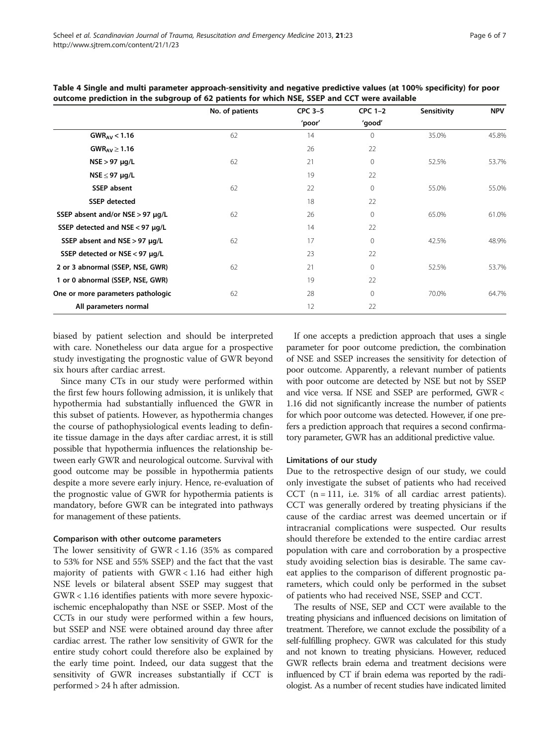**Table 4 Single and multi parameter approach-sensitivity and negative predictive values (at 100% specificity) for poor outcome prediction in the subgroup of 62 patients for which NSE, SSEP and CCT were available**

| | No. of patients | CPC 3–5 'poor' | CPC 1–2 'good' | Sensitivity | NPV |
|---|---|---|---|---|---|
| $GWR_{AV} < 1.16$ | 62 | 14 | 0 | 35.0% | 45.8% |
| $GWR_{AV} \geq 1.16$ | | 26 | 22 | | |
| NSE > 97 μg/L | 62 | 21 | 0 | 52.5% | 53.7% |
| NSE ≤ 97 μg/L | | 19 | 22 | | |
| SSEP absent | 62 | 22 | 0 | 55.0% | 55.0% |
| SSEP detected | | 18 | 22 | | |
| SSEP absent and/or NSE > 97 μg/L | 62 | 26 | 0 | 65.0% | 61.0% |
| SSEP detected and NSE < 97 μg/L | | 14 | 22 | | |
| SSEP absent and NSE > 97 μg/L | 62 | 17 | 0 | 42.5% | 48.9% |
| SSEP detected or NSE < 97 μg/L | | 23 | 22 | | |
| 2 or 3 abnormal (SSEP, NSE, GWR) | 62 | 21 | 0 | 52.5% | 53.7% |
| 1 or 0 abnormal (SSEP, NSE, GWR) | | 19 | 22 | | |
| One or more parameters pathologic | 62 | 28 | 0 | 70.0% | 64.7% |
| All parameters normal | | 12 | 22 | | |

biased by patient selection and should be interpreted with care. Nonetheless our data argue for a prospective study investigating the prognostic value of GWR beyond six hours after cardiac arrest.

Since many CTs in our study were performed within the first few hours following admission, it is unlikely that hypothermia had substantially influenced the GWR in this subset of patients. However, as hypothermia changes the course of pathophysiological events leading to definite tissue damage in the days after cardiac arrest, it is still possible that hypothermia influences the relationship between early GWR and neurological outcome. Survival with good outcome may be possible in hypothermia patients despite a more severe early injury. Hence, re-evaluation of the prognostic value of GWR for hypothermia patients is mandatory, before GWR can be integrated into pathways for management of these patients.

#### Comparison with other outcome parameters

The lower sensitivity of GWR < 1.16 (35% as compared to 53% for NSE and 55% SSEP) and the fact that the vast majority of patients with GWR < 1.16 had either high NSE levels or bilateral absent SSEP may suggest that GWR < 1.16 identifies patients with more severe hypoxic-ischemic encephalopathy than NSE or SSEP. Most of the CCTs in our study were performed within a few hours, but SSEP and NSE were obtained around day three after cardiac arrest. The rather low sensitivity of GWR for the entire study cohort could therefore also be explained by the early time point. Indeed, our data suggest that the sensitivity of GWR increases substantially if CCT is performed > 24 h after admission.

If one accepts a prediction approach that uses a single parameter for poor outcome prediction, the combination of NSE and SSEP increases the sensitivity for detection of poor outcome. Apparently, a relevant number of patients with poor outcome are detected by NSE but not by SSEP and vice versa. If NSE and SSEP are performed, GWR < 1.16 did not significantly increase the number of patients for which poor outcome was detected. However, if one prefers a prediction approach that requires a second confirmatory parameter, GWR has an additional predictive value.

#### Limitations of our study

Due to the retrospective design of our study, we could only investigate the subset of patients who had received CCT (n = 111, i.e. 31% of all cardiac arrest patients). CCT was generally ordered by treating physicians if the cause of the cardiac arrest was deemed uncertain or if intracranial complications were suspected. Our results should therefore be extended to the entire cardiac arrest population with care and corroboration by a prospective study avoiding selection bias is desirable. The same caveat applies to the comparison of different prognostic parameters, which could only be performed in the subset of patients who had received NSE, SSEP and CCT.

The results of NSE, SEP and CCT were available to the treating physicians and influenced decisions on limitation of treatment. Therefore, we cannot exclude the possibility of a self-fulfilling prophecy. GWR was calculated for this study and not known to treating physicians. However, reduced GWR reflects brain edema and treatment decisions were influenced by CT if brain edema was reported by the radiologist. As a number of recent studies have indicated limited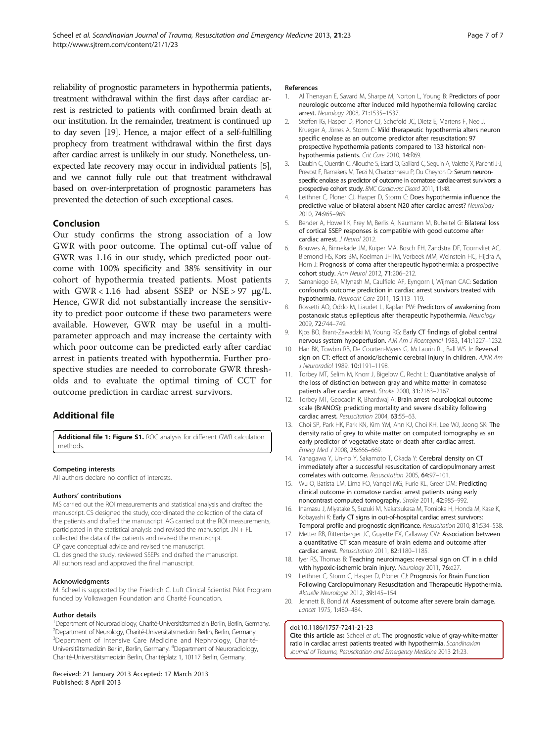reliability of prognostic parameters in hypothermia patients, treatment withdrawal within the first days after cardiac arrest is restricted to patients with confirmed brain death at our institution. In the remainder, treatment is continued up to day seven [19]. Hence, a major effect of a self-fulfilling prophecy from treatment withdrawal within the first days after cardiac arrest is unlikely in our study. Nonetheless, unexpected late recovery may occur in individual patients [5], and we cannot fully rule out that treatment withdrawal based on over-interpretation of prognostic parameters has prevented the detection of such exceptional cases.

## Conclusion

Our study confirms the strong association of a low GWR with poor outcome. The optimal cut-off value of GWR was 1.16 in our study, which predicted poor outcome with 100% specificity and 38% sensitivity in our cohort of hypothermia treated patients. Most patients with GWR < 1.16 had absent SSEP or NSE > 97 μg/L. Hence, GWR did not substantially increase the sensitivity to predict poor outcome if these two parameters were available. However, GWR may be useful in a multi-parameter approach and may increase the certainty with which poor outcome can be predicted early after cardiac arrest in patients treated with hypothermia. Further prospective studies are needed to corroborate GWR thresholds and to evaluate the optimal timing of CCT for outcome prediction in cardiac arrest survivors.

## Additional file

**Additional file 1: Figure S1.** ROC analysis for different GWR calculation methods.

#### Competing interests

All authors declare no conflict of interests.

#### Authors' contributions

MS carried out the ROI measurements and statistical analysis and drafted the manuscript. CS designed the study, coordinated the collection of the data of the patients and drafted the manuscript. AG carried out the ROI measurements, participated in the statistical analysis and revised the manuscript. JN + FL collected the data of the patients and revised the manuscript.
CP gave conceptual advice and revised the manuscript.
CL designed the study, reviewed SSEPs and drafted the manuscript.
All authors read and approved the final manuscript.

#### Acknowledgments

M. Scheel is supported by the Friedrich C. Luft Clinical Scientist Pilot Program funded by Volkswagen Foundation and Charité Foundation.

#### Author details

[1]Department of Neuroradiology, Charité-Universitätsmedizin Berlin, Berlin, Germany. [2]Department of Neurology, Charité-Universitätsmedizin Berlin, Berlin, Germany. [3]Department of Intensive Care Medicine and Nephrology, Charité-Universitätsmedizin Berlin, Berlin, Germany. [4]Department of Neuroradiology, Charité-Universitätsmedizin Berlin, Charitéplatz 1, 10117 Berlin, Germany.

Received: 21 January 2013 Accepted: 17 March 2013
Published: 8 April 2013

#### References

1. Al Thenayan E, Savard M, Sharpe M, Norton L, Young B: **Predictors of poor neurologic outcome after induced mild hypothermia following cardiac arrest.** *Neurology* 2008, **71:**1535–1537.
2. Steffen IG, Hasper D, Ploner CJ, Schefold JC, Dietz E, Martens F, Nee J, Krueger A, Jörres A, Storm C: **Mild therapeutic hypothermia alters neuron specific enolase as an outcome predictor after resuscitation: 97 prospective hypothermia patients compared to 133 historical non-hypothermia patients.** *Crit Care* 2010, **14:**R69.
3. Daubin C, Quentin C, Allouche S, Etard O, Gaillard C, Seguin A, Valette X, Parienti J-J, Prevost F, Ramakers M, Terzi N, Charbonneau P, Du Cheyron D: **Serum neuron-specific enolase as predictor of outcome in comatose cardiac-arrest survivors: a prospective cohort study.** *BMC Cardiovasc Disord* 2011, **11:**48.
4. Leithner C, Ploner CJ, Hasper D, Storm C: **Does hypothermia influence the predictive value of bilateral absent N20 after cardiac arrest?** *Neurology* 2010, **74:**965–969.
5. Bender A, Howell K, Frey M, Berlis A, Naumann M, Buheitel G: **Bilateral loss of cortical SSEP responses is compatible with good outcome after cardiac arrest.** *J Neurol* 2012.
6. Bouwes A, Binnekade JM, Kuiper MA, Bosch FH, Zandstra DF, Toornvliet AC, Biemond HS, Kors BM, Koelman JHTM, Verbeek MM, Weinstein HC, Hijdra A, Horn J: **Prognosis of coma after therapeutic hypothermia: a prospective cohort study.** *Ann Neurol* 2012, **71:**206–212.
7. Samaniego EA, Mlynash M, Caulfield AF, Eyngorn I, Wijman CAC: **Sedation confounds outcome prediction in cardiac arrest survivors treated with hypothermia.** *Neurocrit Care* 2011, **15:**113–119.
8. Rossetti AO, Oddo M, Liaudet L, Kaplan PW: **Predictors of awakening from postanoxic status epilepticus after therapeutic hypothermia.** *Neurology* 2009, **72:**744–749.
9. Kjos BO, Brant-Zawadzki M, Young RG: **Early CT findings of global central nervous system hypoperfusion.** *AJR Am J Roentgenol* 1983, **141:**1227–1232.
10. Han BK, Towbin RB, De Courten-Myers G, McLaurin RL, Ball WS Jr: **Reversal sign on CT: effect of anoxic/ischemic cerebral injury in children.** *AJNR Am J Neuroradiol* 1989, **10:**1191–1198.
11. Torbey MT, Selim M, Knorr J, Bigelow C, Recht L: **Quantitative analysis of the loss of distinction between gray and white matter in comatose patients after cardiac arrest.** *Stroke* 2000, **31:**2163–2167.
12. Torbey MT, Geocadin R, Bhardwaj A: **Brain arrest neurological outcome scale (BrANOS): predicting mortality and severe disability following cardiac arrest.** *Resuscitation* 2004, **63:**55–63.
13. Choi SP, Park HK, Park KN, Kim YM, Ahn KJ, Choi KH, Lee WJ, Jeong SK: **The density ratio of grey to white matter on computed tomography as an early predictor of vegetative state or death after cardiac arrest.** *Emerg Med J* 2008, **25:**666–669.
14. Yanagawa Y, Un-no Y, Sakamoto T, Okada Y: **Cerebral density on CT immediately after a successful resuscitation of cardiopulmonary arrest correlates with outcome.** *Resuscitation* 2005, **64:**97–101.
15. Wu O, Batista LM, Lima FO, Vangel MG, Furie KL, Greer DM: **Predicting clinical outcome in comatose cardiac arrest patients using early noncontrast computed tomography.** *Stroke* 2011, **42:**985–992.
16. Inamasu J, Miyatake S, Suzuki M, Nakatsukasa M, Tomioka H, Honda M, Kase K, Kobayashi K: **Early CT signs in out-of-hospital cardiac arrest survivors: Temporal profile and prognostic significance.** *Resuscitation* 2010, **81:**534–538.
17. Metter RB, Rittenberger JC, Guyette FX, Callaway CW: **Association between a quantitative CT scan measure of brain edema and outcome after cardiac arrest.** *Resuscitation* 2011, **82:**1180–1185.
18. Iyer RS, Thomas B: **Teaching neuroimages: reversal sign on CT in a child with hypoxic-ischemic brain injury.** *Neurology* 2011, **76:**e27.
19. Leithner C, Storm C, Hasper D, Ploner CJ: **Prognosis for Brain Function Following Cardiopulmonary Resuscitation and Therapeutic Hypothermia.** *Aktuelle Neurologie* 2012, **39:**145–154.
20. Jennett B, Bond M: **Assessment of outcome after severe brain damage.** *Lancet* 1975, **1:**480–484.

doi:10.1186/1757-7241-21-23
**Cite this article as:** Scheel *et al.*: The prognostic value of gray-white-matter ratio in cardiac arrest patients treated with hypothermia. *Scandinavian Journal of Trauma, Resuscitation and Emergency Medicine* 2013 **21**:23.